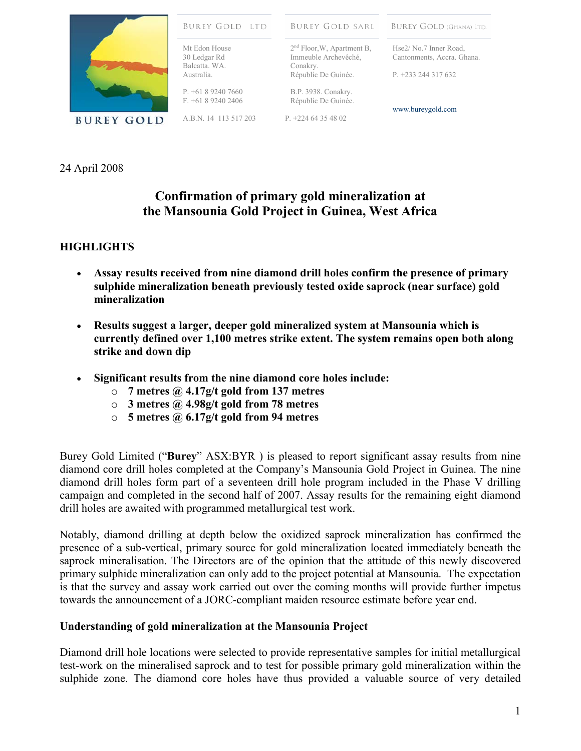BUREY GOLD

| BUREY GOLD LTD | BUREY GOLD SARL | BUREY GOLD (GHANA) LTD. |
|---|---|---|
| Mt Edon House<br>30 Ledgar Rd<br>Balcatta. WA.<br>Australia. | 2nd Floor,W, Apartment B,<br>Immeuble Archevêché,<br>Conakry.<br>Républic De Guinée. | Hse2/ No.7 Inner Road,<br>Cantonments, Accra. Ghana. |
| P. +61 8 9240 7660<br>F. +61 8 9240 2406 | B.P. 3938. Conakry.<br>Républic De Guinée. | P. +233 244 317 632 |
| A.B.N. 14 113 517 203 | P. +224 64 35 48 02 | www.bureygold.com |

24 April 2008

# Confirmation of primary gold mineralization at the Mansounia Gold Project in Guinea, West Africa

## HIGHLIGHTS

- **Assay results received from nine diamond drill holes confirm the presence of primary sulphide mineralization beneath previously tested oxide saprock (near surface) gold mineralization**
- **Results suggest a larger, deeper gold mineralized system at Mansounia which is currently defined over 1,100 metres strike extent. The system remains open both along strike and down dip**
- **Significant results from the nine diamond core holes include:**
  - **7 metres @ 4.17g/t gold from 137 metres**
  - **3 metres @ 4.98g/t gold from 78 metres**
  - **5 metres @ 6.17g/t gold from 94 metres**

Burey Gold Limited ("**Burey**" ASX:BYR ) is pleased to report significant assay results from nine diamond core drill holes completed at the Company's Mansounia Gold Project in Guinea. The nine diamond drill holes form part of a seventeen drill hole program included in the Phase V drilling campaign and completed in the second half of 2007. Assay results for the remaining eight diamond drill holes are awaited with programmed metallurgical test work.

Notably, diamond drilling at depth below the oxidized saprock mineralization has confirmed the presence of a sub-vertical, primary source for gold mineralization located immediately beneath the saprock mineralisation. The Directors are of the opinion that the attitude of this newly discovered primary sulphide mineralization can only add to the project potential at Mansounia. The expectation is that the survey and assay work carried out over the coming months will provide further impetus towards the announcement of a JORC-compliant maiden resource estimate before year end.

### Understanding of gold mineralization at the Mansounia Project

Diamond drill hole locations were selected to provide representative samples for initial metallurgical test-work on the mineralised saprock and to test for possible primary gold mineralization within the sulphide zone. The diamond core holes have thus provided a valuable source of very detailed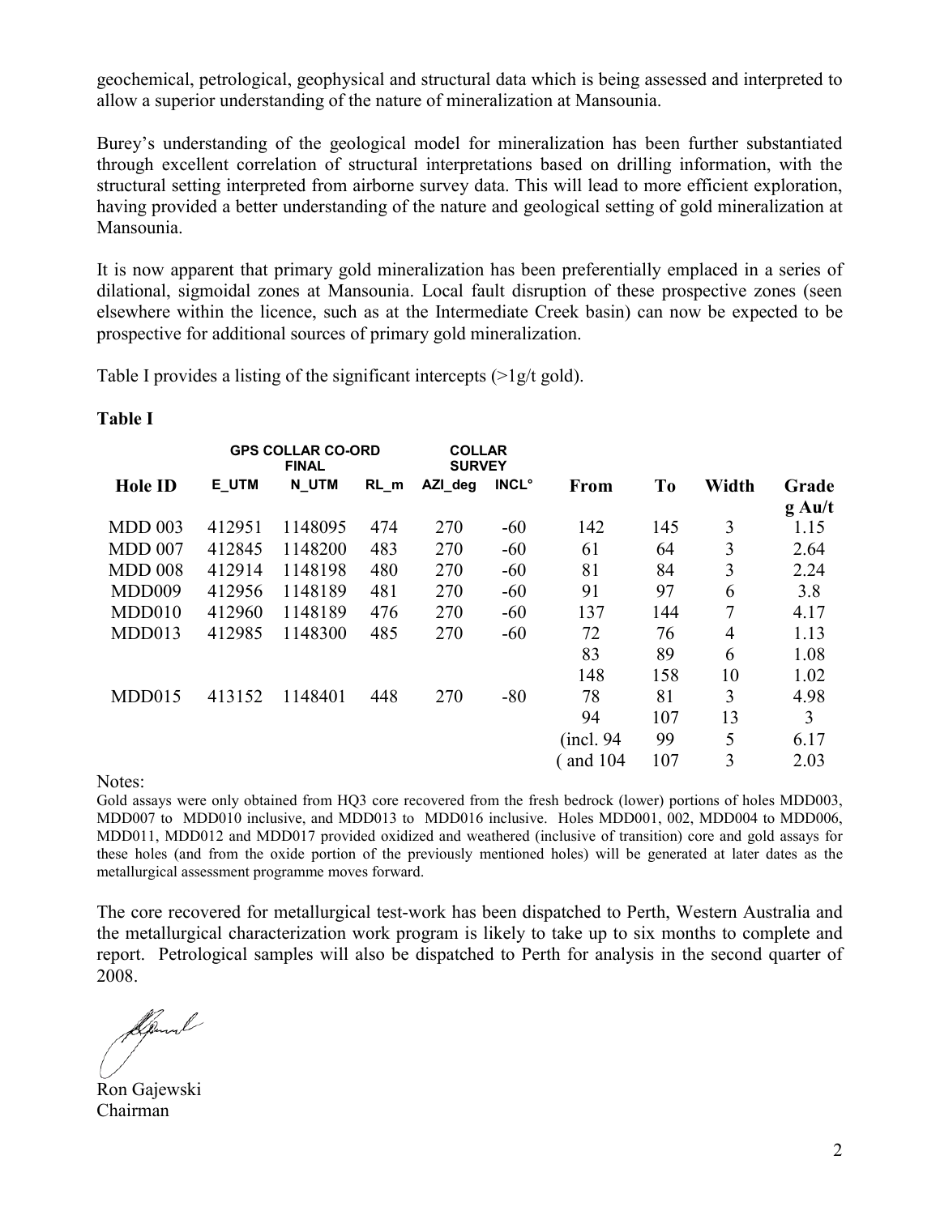geochemical, petrological, geophysical and structural data which is being assessed and interpreted to allow a superior understanding of the nature of mineralization at Mansounia.

Burey's understanding of the geological model for mineralization has been further substantiated through excellent correlation of structural interpretations based on drilling information, with the structural setting interpreted from airborne survey data. This will lead to more efficient exploration, having provided a better understanding of the nature and geological setting of gold mineralization at Mansounia.

It is now apparent that primary gold mineralization has been preferentially emplaced in a series of dilational, sigmoidal zones at Mansounia. Local fault disruption of these prospective zones (seen elsewhere within the licence, such as at the Intermediate Creek basin) can now be expected to be prospective for additional sources of primary gold mineralization.

Table I provides a listing of the significant intercepts (>1g/t gold).

**Table I**

| | GPS COLLAR CO-ORD FINAL | | | COLLAR SURVEY | | | | | |
|---|---|---|---|---|---|---|---|---|---|
| **Hole ID** | **E_UTM** | **N_UTM** | **RL_m** | **AZI_deg** | **INCL°** | **From** | **To** | **Width** | **Grade g Au/t** |
| MDD 003 | 412951 | 1148095 | 474 | 270 | -60 | 142 | 145 | 3 | 1.15 |
| MDD 007 | 412845 | 1148200 | 483 | 270 | -60 | 61 | 64 | 3 | 2.64 |
| MDD 008 | 412914 | 1148198 | 480 | 270 | -60 | 81 | 84 | 3 | 2.24 |
| MDD009 | 412956 | 1148189 | 481 | 270 | -60 | 91 | 97 | 6 | 3.8 |
| MDD010 | 412960 | 1148189 | 476 | 270 | -60 | 137 | 144 | 7 | 4.17 |
| MDD013 | 412985 | 1148300 | 485 | 270 | -60 | 72 | 76 | 4 | 1.13 |
| | | | | | | 83 | 89 | 6 | 1.08 |
| | | | | | | 148 | 158 | 10 | 1.02 |
| MDD015 | 413152 | 1148401 | 448 | 270 | -80 | 78 | 81 | 3 | 4.98 |
| | | | | | | 94 | 107 | 13 | 3 |
| | | | | | | (incl. 94 | 99 | 5 | 6.17 |
| | | | | | | ( and 104 | 107 | 3 | 2.03 |

Notes:

Gold assays were only obtained from HQ3 core recovered from the fresh bedrock (lower) portions of holes MDD003, MDD007 to MDD010 inclusive, and MDD013 to MDD016 inclusive. Holes MDD001, 002, MDD004 to MDD006, MDD011, MDD012 and MDD017 provided oxidized and weathered (inclusive of transition) core and gold assays for these holes (and from the oxide portion of the previously mentioned holes) will be generated at later dates as the metallurgical assessment programme moves forward.

The core recovered for metallurgical test-work has been dispatched to Perth, Western Australia and the metallurgical characterization work program is likely to take up to six months to complete and report. Petrological samples will also be dispatched to Perth for analysis in the second quarter of 2008.

Ron Gajewski
Chairman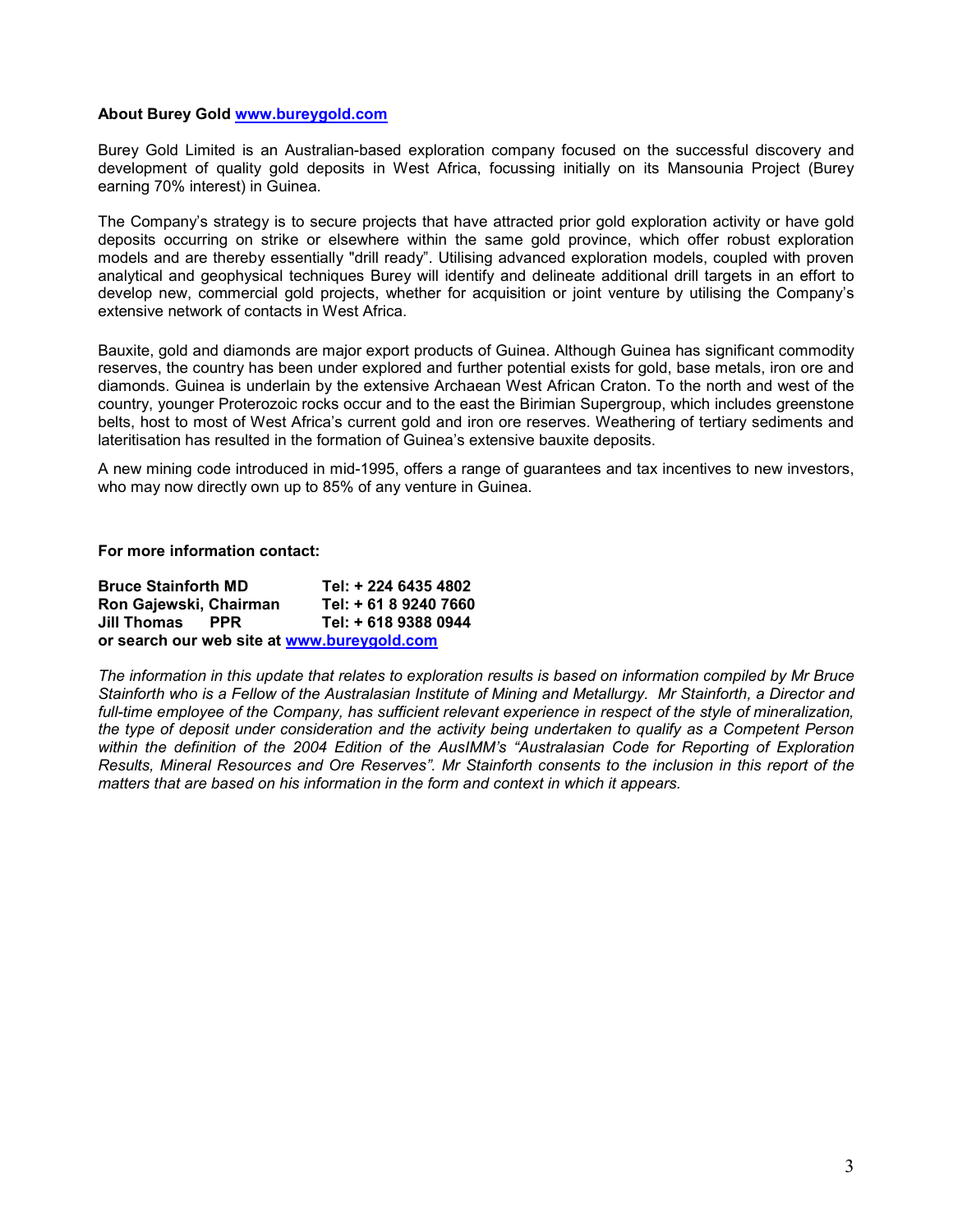**About Burey Gold [www.bureygold.com](http://www.bureygold.com)**

Burey Gold Limited is an Australian-based exploration company focused on the successful discovery and development of quality gold deposits in West Africa, focussing initially on its Mansounia Project (Burey earning 70% interest) in Guinea.

The Company's strategy is to secure projects that have attracted prior gold exploration activity or have gold deposits occurring on strike or elsewhere within the same gold province, which offer robust exploration models and are thereby essentially "drill ready". Utilising advanced exploration models, coupled with proven analytical and geophysical techniques Burey will identify and delineate additional drill targets in an effort to develop new, commercial gold projects, whether for acquisition or joint venture by utilising the Company's extensive network of contacts in West Africa.

Bauxite, gold and diamonds are major export products of Guinea. Although Guinea has significant commodity reserves, the country has been under explored and further potential exists for gold, base metals, iron ore and diamonds. Guinea is underlain by the extensive Archaean West African Craton. To the north and west of the country, younger Proterozoic rocks occur and to the east the Birimian Supergroup, which includes greenstone belts, host to most of West Africa's current gold and iron ore reserves. Weathering of tertiary sediments and lateritisation has resulted in the formation of Guinea's extensive bauxite deposits.

A new mining code introduced in mid-1995, offers a range of guarantees and tax incentives to new investors, who may now directly own up to 85% of any venture in Guinea.

**For more information contact:**

| | |
|---|---|
| **Bruce Stainforth MD** | **Tel: + 224 6435 4802** |
| **Ron Gajewski, Chairman** | **Tel: + 61 8 9240 7660** |
| **Jill Thomas PPR** | **Tel: + 618 9388 0944** |

**or search our web site at [www.bureygold.com](http://www.bureygold.com)**

*The information in this update that relates to exploration results is based on information compiled by Mr Bruce Stainforth who is a Fellow of the Australasian Institute of Mining and Metallurgy. Mr Stainforth, a Director and full-time employee of the Company, has sufficient relevant experience in respect of the style of mineralization, the type of deposit under consideration and the activity being undertaken to qualify as a Competent Person within the definition of the 2004 Edition of the AusIMM's "Australasian Code for Reporting of Exploration Results, Mineral Resources and Ore Reserves". Mr Stainforth consents to the inclusion in this report of the matters that are based on his information in the form and context in which it appears.*